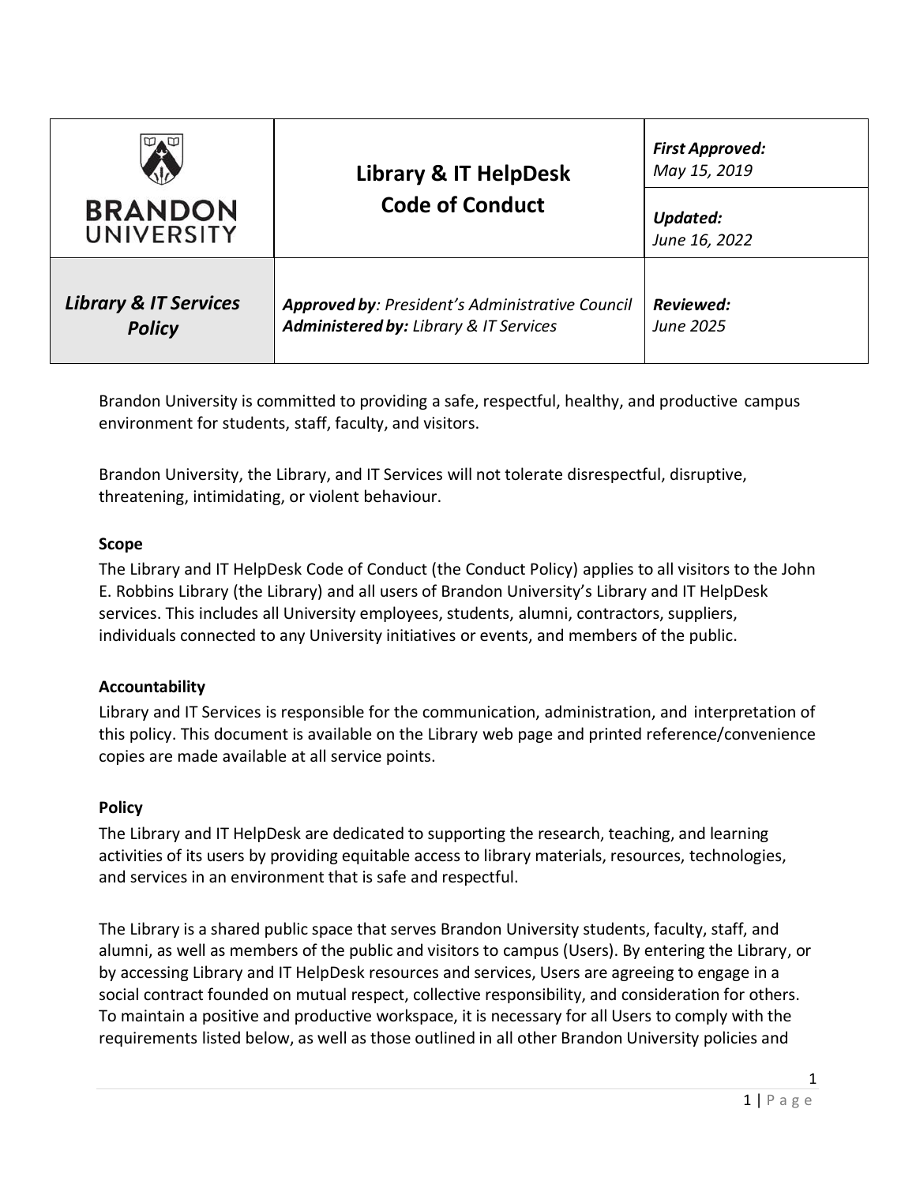| BRANDON UNIVERSITY | **Library & IT HelpDesk Code of Conduct** | ***First Approved:*** *May 15, 2019* |
|---|---|---|
| | | ***Updated:*** *June 16, 2022* |
| ***Library & IT Services Policy*** | ***Approved by**: President's Administrative Council* ***Administered by:** Library & IT Services* | ***Reviewed:*** *June 2025* |

Brandon University is committed to providing a safe, respectful, healthy, and productive campus environment for students, staff, faculty, and visitors.

Brandon University, the Library, and IT Services will not tolerate disrespectful, disruptive, threatening, intimidating, or violent behaviour.

**Scope**

The Library and IT HelpDesk Code of Conduct (the Conduct Policy) applies to all visitors to the John E. Robbins Library (the Library) and all users of Brandon University's Library and IT HelpDesk services. This includes all University employees, students, alumni, contractors, suppliers, individuals connected to any University initiatives or events, and members of the public.

**Accountability**

Library and IT Services is responsible for the communication, administration, and interpretation of this policy. This document is available on the Library web page and printed reference/convenience copies are made available at all service points.

**Policy**

The Library and IT HelpDesk are dedicated to supporting the research, teaching, and learning activities of its users by providing equitable access to library materials, resources, technologies, and services in an environment that is safe and respectful.

The Library is a shared public space that serves Brandon University students, faculty, staff, and alumni, as well as members of the public and visitors to campus (Users). By entering the Library, or by accessing Library and IT HelpDesk resources and services, Users are agreeing to engage in a social contract founded on mutual respect, collective responsibility, and consideration for others. To maintain a positive and productive workspace, it is necessary for all Users to comply with the requirements listed below, as well as those outlined in all other Brandon University policies and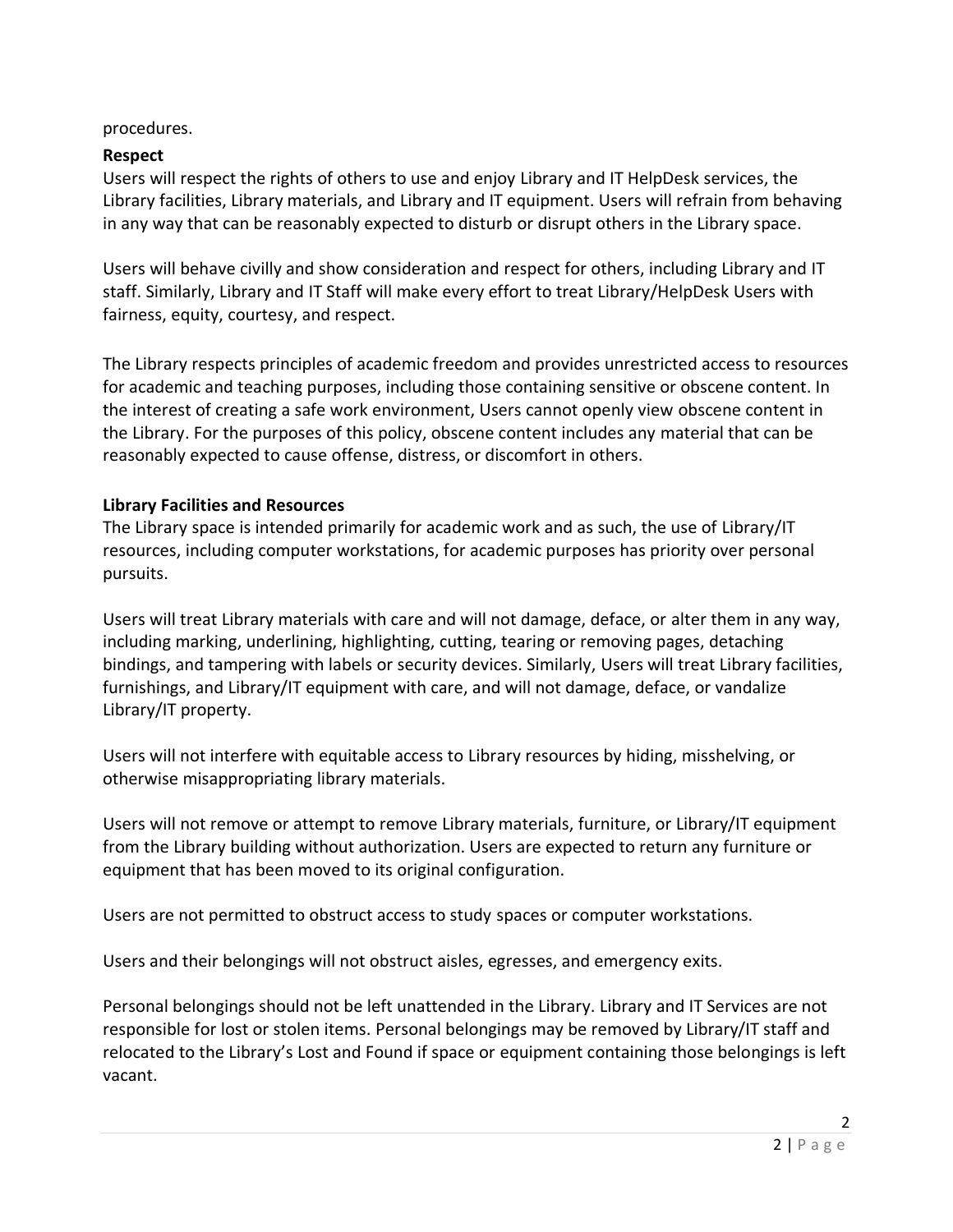procedures.

**Respect**

Users will respect the rights of others to use and enjoy Library and IT HelpDesk services, the Library facilities, Library materials, and Library and IT equipment. Users will refrain from behaving in any way that can be reasonably expected to disturb or disrupt others in the Library space.

Users will behave civilly and show consideration and respect for others, including Library and IT staff. Similarly, Library and IT Staff will make every effort to treat Library/HelpDesk Users with fairness, equity, courtesy, and respect.

The Library respects principles of academic freedom and provides unrestricted access to resources for academic and teaching purposes, including those containing sensitive or obscene content. In the interest of creating a safe work environment, Users cannot openly view obscene content in the Library. For the purposes of this policy, obscene content includes any material that can be reasonably expected to cause offense, distress, or discomfort in others.

**Library Facilities and Resources**

The Library space is intended primarily for academic work and as such, the use of Library/IT resources, including computer workstations, for academic purposes has priority over personal pursuits.

Users will treat Library materials with care and will not damage, deface, or alter them in any way, including marking, underlining, highlighting, cutting, tearing or removing pages, detaching bindings, and tampering with labels or security devices. Similarly, Users will treat Library facilities, furnishings, and Library/IT equipment with care, and will not damage, deface, or vandalize Library/IT property.

Users will not interfere with equitable access to Library resources by hiding, misshelving, or otherwise misappropriating library materials.

Users will not remove or attempt to remove Library materials, furniture, or Library/IT equipment from the Library building without authorization. Users are expected to return any furniture or equipment that has been moved to its original configuration.

Users are not permitted to obstruct access to study spaces or computer workstations.

Users and their belongings will not obstruct aisles, egresses, and emergency exits.

Personal belongings should not be left unattended in the Library. Library and IT Services are not responsible for lost or stolen items. Personal belongings may be removed by Library/IT staff and relocated to the Library's Lost and Found if space or equipment containing those belongings is left vacant.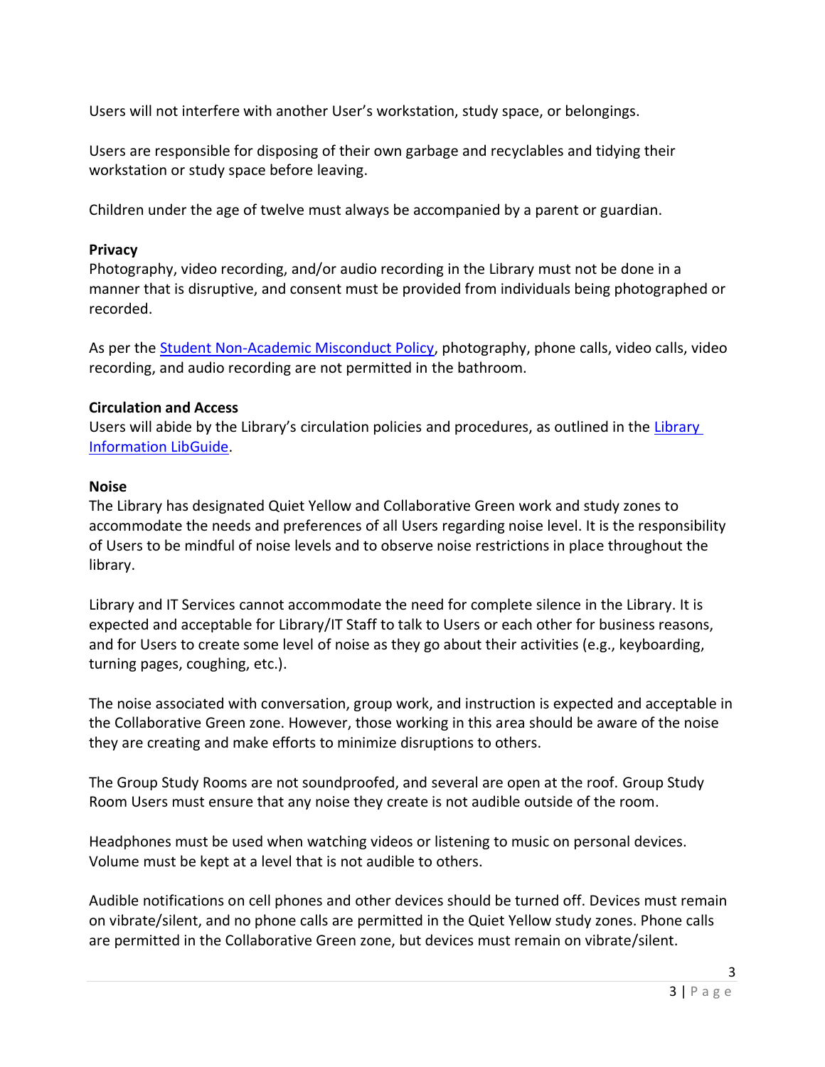Users will not interfere with another User's workstation, study space, or belongings.

Users are responsible for disposing of their own garbage and recyclables and tidying their workstation or study space before leaving.

Children under the age of twelve must always be accompanied by a parent or guardian.

**Privacy**

Photography, video recording, and/or audio recording in the Library must not be done in a manner that is disruptive, and consent must be provided from individuals being photographed or recorded.

As per the Student Non-Academic Misconduct Policy, photography, phone calls, video calls, video recording, and audio recording are not permitted in the bathroom.

**Circulation and Access**

Users will abide by the Library's circulation policies and procedures, as outlined in the Library Information LibGuide.

**Noise**

The Library has designated Quiet Yellow and Collaborative Green work and study zones to accommodate the needs and preferences of all Users regarding noise level. It is the responsibility of Users to be mindful of noise levels and to observe noise restrictions in place throughout the library.

Library and IT Services cannot accommodate the need for complete silence in the Library. It is expected and acceptable for Library/IT Staff to talk to Users or each other for business reasons, and for Users to create some level of noise as they go about their activities (e.g., keyboarding, turning pages, coughing, etc.).

The noise associated with conversation, group work, and instruction is expected and acceptable in the Collaborative Green zone. However, those working in this area should be aware of the noise they are creating and make efforts to minimize disruptions to others.

The Group Study Rooms are not soundproofed, and several are open at the roof. Group Study Room Users must ensure that any noise they create is not audible outside of the room.

Headphones must be used when watching videos or listening to music on personal devices. Volume must be kept at a level that is not audible to others.

Audible notifications on cell phones and other devices should be turned off. Devices must remain on vibrate/silent, and no phone calls are permitted in the Quiet Yellow study zones. Phone calls are permitted in the Collaborative Green zone, but devices must remain on vibrate/silent.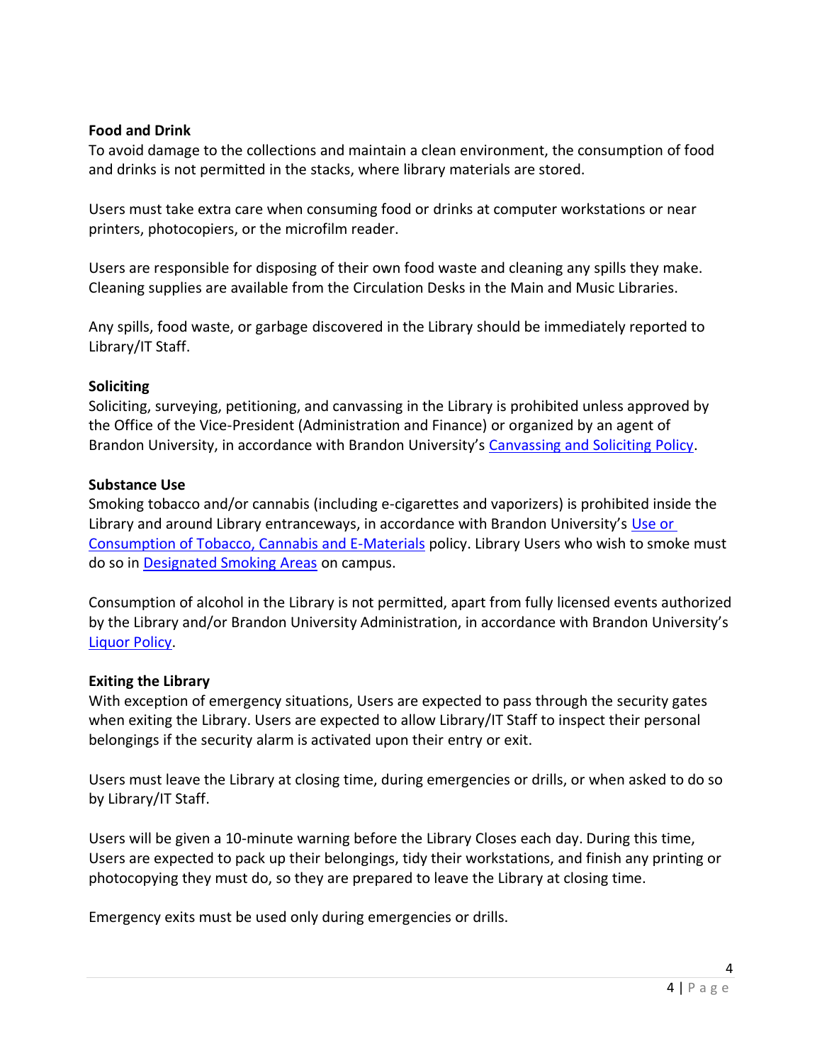**Food and Drink**
To avoid damage to the collections and maintain a clean environment, the consumption of food and drinks is not permitted in the stacks, where library materials are stored.

Users must take extra care when consuming food or drinks at computer workstations or near printers, photocopiers, or the microfilm reader.

Users are responsible for disposing of their own food waste and cleaning any spills they make. Cleaning supplies are available from the Circulation Desks in the Main and Music Libraries.

Any spills, food waste, or garbage discovered in the Library should be immediately reported to Library/IT Staff.

**Soliciting**
Soliciting, surveying, petitioning, and canvassing in the Library is prohibited unless approved by the Office of the Vice-President (Administration and Finance) or organized by an agent of Brandon University, in accordance with Brandon University's Canvassing and Soliciting Policy.

**Substance Use**
Smoking tobacco and/or cannabis (including e-cigarettes and vaporizers) is prohibited inside the Library and around Library entranceways, in accordance with Brandon University's Use or Consumption of Tobacco, Cannabis and E-Materials policy. Library Users who wish to smoke must do so in Designated Smoking Areas on campus.

Consumption of alcohol in the Library is not permitted, apart from fully licensed events authorized by the Library and/or Brandon University Administration, in accordance with Brandon University's Liquor Policy.

**Exiting the Library**
With exception of emergency situations, Users are expected to pass through the security gates when exiting the Library. Users are expected to allow Library/IT Staff to inspect their personal belongings if the security alarm is activated upon their entry or exit.

Users must leave the Library at closing time, during emergencies or drills, or when asked to do so by Library/IT Staff.

Users will be given a 10-minute warning before the Library Closes each day. During this time, Users are expected to pack up their belongings, tidy their workstations, and finish any printing or photocopying they must do, so they are prepared to leave the Library at closing time.

Emergency exits must be used only during emergencies or drills.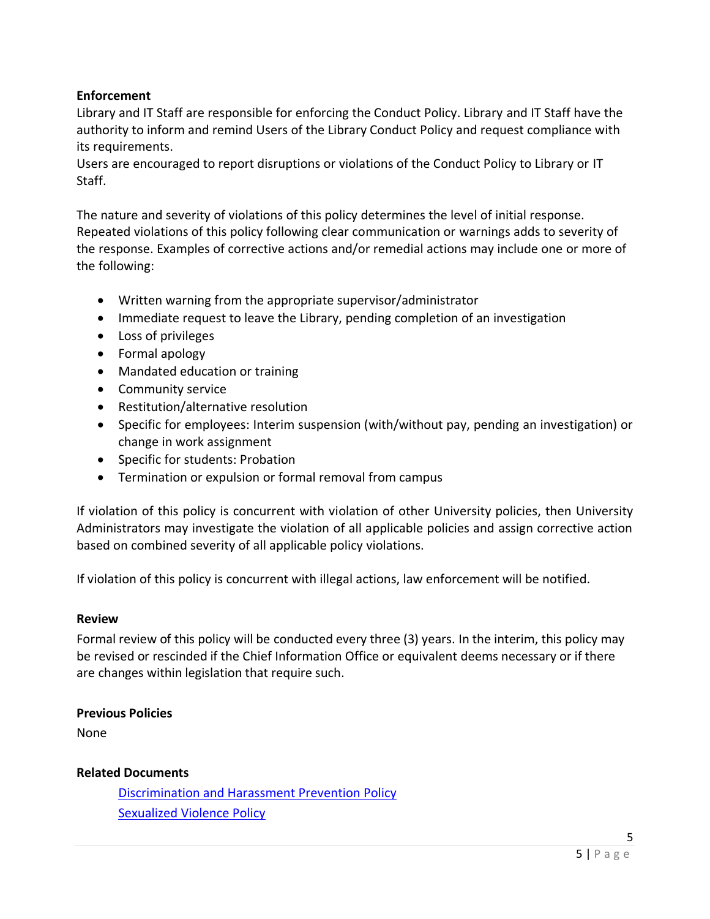**Enforcement**

Library and IT Staff are responsible for enforcing the Conduct Policy. Library and IT Staff have the authority to inform and remind Users of the Library Conduct Policy and request compliance with its requirements.

Users are encouraged to report disruptions or violations of the Conduct Policy to Library or IT Staff.

The nature and severity of violations of this policy determines the level of initial response. Repeated violations of this policy following clear communication or warnings adds to severity of the response. Examples of corrective actions and/or remedial actions may include one or more of the following:

- Written warning from the appropriate supervisor/administrator
- Immediate request to leave the Library, pending completion of an investigation
- Loss of privileges
- Formal apology
- Mandated education or training
- Community service
- Restitution/alternative resolution
- Specific for employees: Interim suspension (with/without pay, pending an investigation) or change in work assignment
- Specific for students: Probation
- Termination or expulsion or formal removal from campus

If violation of this policy is concurrent with violation of other University policies, then University Administrators may investigate the violation of all applicable policies and assign corrective action based on combined severity of all applicable policy violations.

If violation of this policy is concurrent with illegal actions, law enforcement will be notified.

**Review**

Formal review of this policy will be conducted every three (3) years. In the interim, this policy may be revised or rescinded if the Chief Information Office or equivalent deems necessary or if there are changes within legislation that require such.

**Previous Policies**

None

**Related Documents**

Discrimination and Harassment Prevention Policy
Sexualized Violence Policy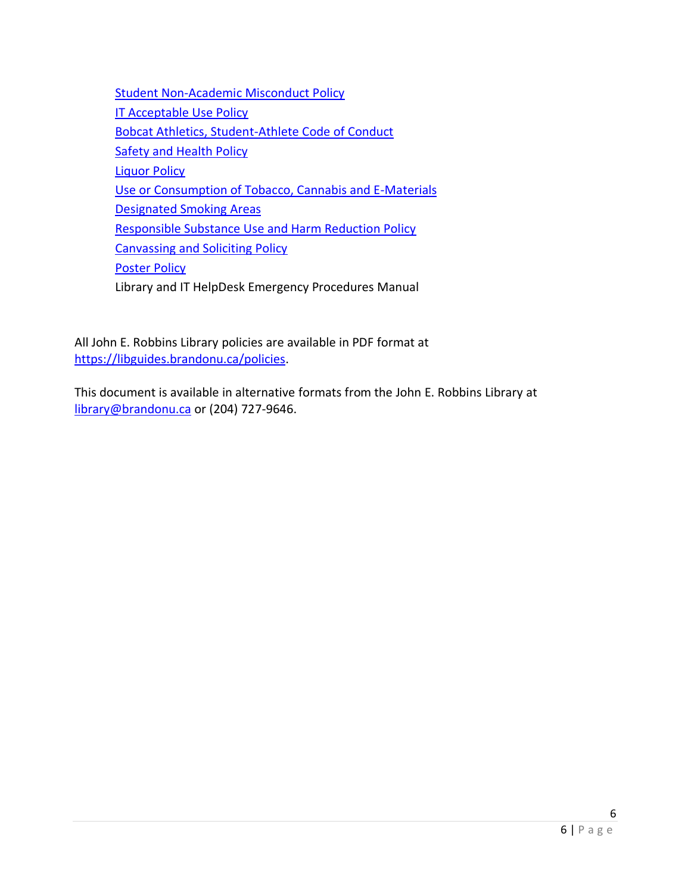- [Student Non-Academic Misconduct Policy]
- [IT Acceptable Use Policy]
- [Bobcat Athletics, Student-Athlete Code of Conduct]
- [Safety and Health Policy]
- [Liquor Policy]
- [Use or Consumption of Tobacco, Cannabis and E-Materials]
- [Designated Smoking Areas]
- [Responsible Substance Use and Harm Reduction Policy]
- [Canvassing and Soliciting Policy]
- [Poster Policy]
- Library and IT HelpDesk Emergency Procedures Manual

All John E. Robbins Library policies are available in PDF format at https://libguides.brandonu.ca/policies.

This document is available in alternative formats from the John E. Robbins Library at library@brandonu.ca or (204) 727-9646.